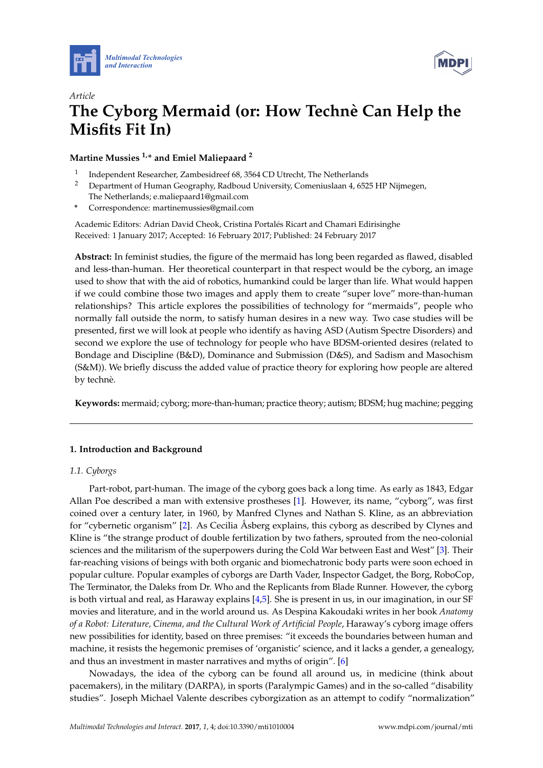*Article*

# The Cyborg Mermaid (or: How Technè Can Help the Misfits Fit In)

**Martine Mussies [1,*] and Emiel Maliepaard [2]**

[1] Independent Researcher, Zambesidreef 68, 3564 CD Utrecht, The Netherlands
[2] Department of Human Geography, Radboud University, Comeniuslaan 4, 6525 HP Nijmegen, The Netherlands; e.maliepaard1@gmail.com
[*] Correspondence: martinemussies@gmail.com

Academic Editors: Adrian David Cheok, Cristina Portalés Ricart and Chamari Edirisinghe
Received: 1 January 2017; Accepted: 16 February 2017; Published: 24 February 2017

**Abstract:** In feminist studies, the figure of the mermaid has long been regarded as flawed, disabled and less-than-human. Her theoretical counterpart in that respect would be the cyborg, an image used to show that with the aid of robotics, humankind could be larger than life. What would happen if we could combine those two images and apply them to create "super love" more-than-human relationships? This article explores the possibilities of technology for "mermaids", people who normally fall outside the norm, to satisfy human desires in a new way. Two case studies will be presented, first we will look at people who identify as having ASD (Autism Spectre Disorders) and second we explore the use of technology for people who have BDSM-oriented desires (related to Bondage and Discipline (B&D), Dominance and Submission (D&S), and Sadism and Masochism (S&M)). We briefly discuss the added value of practice theory for exploring how people are altered by technè.

**Keywords:** mermaid; cyborg; more-than-human; practice theory; autism; BDSM; hug machine; pegging

---

## 1. Introduction and Background

### 1.1. Cyborgs

Part-robot, part-human. The image of the cyborg goes back a long time. As early as 1843, Edgar Allan Poe described a man with extensive prostheses [1]. However, its name, "cyborg", was first coined over a century later, in 1960, by Manfred Clynes and Nathan S. Kline, as an abbreviation for "cybernetic organism" [2]. As Cecilia Åsberg explains, this cyborg as described by Clynes and Kline is "the strange product of double fertilization by two fathers, sprouted from the neo-colonial sciences and the militarism of the superpowers during the Cold War between East and West" [3]. Their far-reaching visions of beings with both organic and biomechatronic body parts were soon echoed in popular culture. Popular examples of cyborgs are Darth Vader, Inspector Gadget, the Borg, RoboCop, The Terminator, the Daleks from Dr. Who and the Replicants from Blade Runner. However, the cyborg is both virtual and real, as Haraway explains [4,5]. She is present in us, in our imagination, in our SF movies and literature, and in the world around us. As Despina Kakoudaki writes in her book *Anatomy of a Robot: Literature, Cinema, and the Cultural Work of Artificial People*, Haraway's cyborg image offers new possibilities for identity, based on three premises: "it exceeds the boundaries between human and machine, it resists the hegemonic premises of 'organistic' science, and it lacks a gender, a genealogy, and thus an investment in master narratives and myths of origin". [6]

Nowadays, the idea of the cyborg can be found all around us, in medicine (think about pacemakers), in the military (DARPA), in sports (Paralympic Games) and in the so-called "disability studies". Joseph Michael Valente describes cyborgization as an attempt to codify "normalization"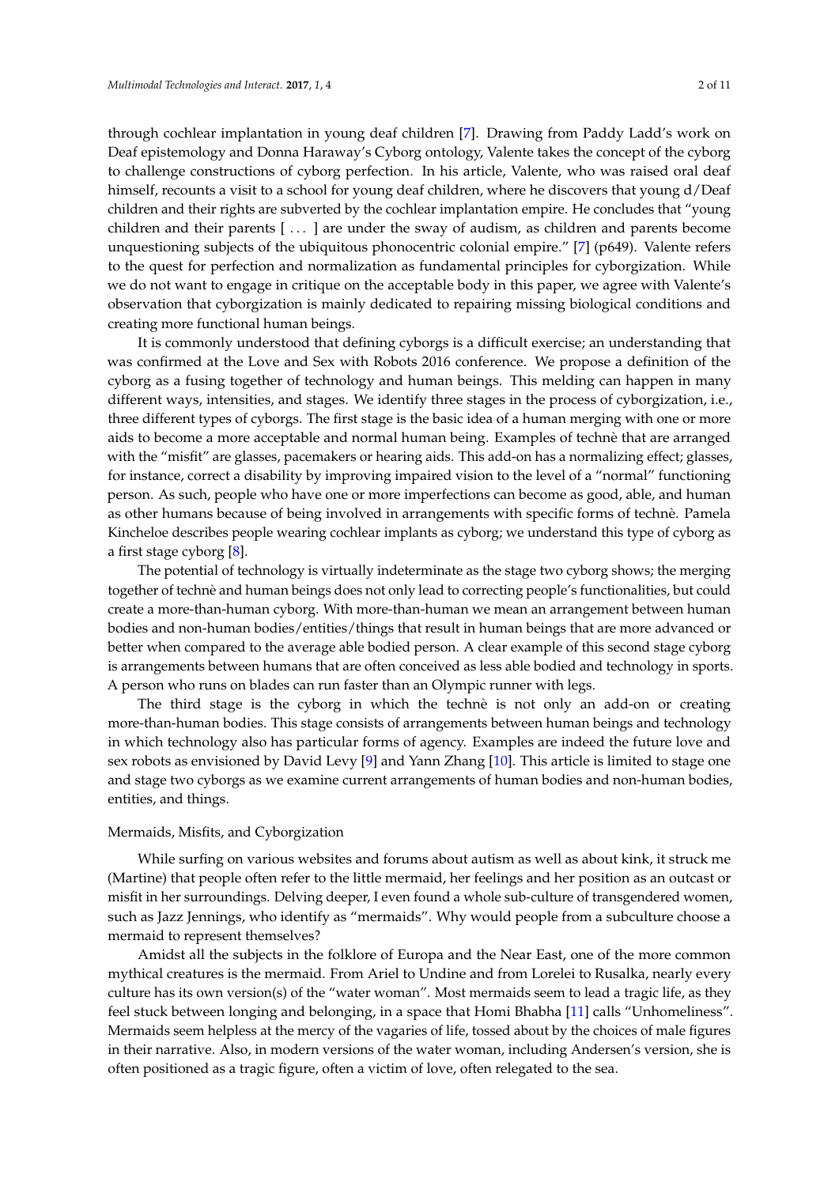through cochlear implantation in young deaf children [7]. Drawing from Paddy Ladd's work on Deaf epistemology and Donna Haraway's Cyborg ontology, Valente takes the concept of the cyborg to challenge constructions of cyborg perfection. In his article, Valente, who was raised oral deaf himself, recounts a visit to a school for young deaf children, where he discovers that young d/Deaf children and their rights are subverted by the cochlear implantation empire. He concludes that "young children and their parents [ ... ] are under the sway of audism, as children and parents become unquestioning subjects of the ubiquitous phonocentric colonial empire." [7] (p649). Valente refers to the quest for perfection and normalization as fundamental principles for cyborgization. While we do not want to engage in critique on the acceptable body in this paper, we agree with Valente's observation that cyborgization is mainly dedicated to repairing missing biological conditions and creating more functional human beings.

It is commonly understood that defining cyborgs is a difficult exercise; an understanding that was confirmed at the Love and Sex with Robots 2016 conference. We propose a definition of the cyborg as a fusing together of technology and human beings. This melding can happen in many different ways, intensities, and stages. We identify three stages in the process of cyborgization, i.e., three different types of cyborgs. The first stage is the basic idea of a human merging with one or more aids to become a more acceptable and normal human being. Examples of technè that are arranged with the "misfit" are glasses, pacemakers or hearing aids. This add-on has a normalizing effect; glasses, for instance, correct a disability by improving impaired vision to the level of a "normal" functioning person. As such, people who have one or more imperfections can become as good, able, and human as other humans because of being involved in arrangements with specific forms of technè. Pamela Kincheloe describes people wearing cochlear implants as cyborg; we understand this type of cyborg as a first stage cyborg [8].

The potential of technology is virtually indeterminate as the stage two cyborg shows; the merging together of technè and human beings does not only lead to correcting people's functionalities, but could create a more-than-human cyborg. With more-than-human we mean an arrangement between human bodies and non-human bodies/entities/things that result in human beings that are more advanced or better when compared to the average able bodied person. A clear example of this second stage cyborg is arrangements between humans that are often conceived as less able bodied and technology in sports. A person who runs on blades can run faster than an Olympic runner with legs.

The third stage is the cyborg in which the technè is not only an add-on or creating more-than-human bodies. This stage consists of arrangements between human beings and technology in which technology also has particular forms of agency. Examples are indeed the future love and sex robots as envisioned by David Levy [9] and Yann Zhang [10]. This article is limited to stage one and stage two cyborgs as we examine current arrangements of human bodies and non-human bodies, entities, and things.

## Mermaids, Misfits, and Cyborgization

While surfing on various websites and forums about autism as well as about kink, it struck me (Martine) that people often refer to the little mermaid, her feelings and her position as an outcast or misfit in her surroundings. Delving deeper, I even found a whole sub-culture of transgendered women, such as Jazz Jennings, who identify as "mermaids". Why would people from a subculture choose a mermaid to represent themselves?

Amidst all the subjects in the folklore of Europa and the Near East, one of the more common mythical creatures is the mermaid. From Ariel to Undine and from Lorelei to Rusalka, nearly every culture has its own version(s) of the "water woman". Most mermaids seem to lead a tragic life, as they feel stuck between longing and belonging, in a space that Homi Bhabha [11] calls "Unhomeliness". Mermaids seem helpless at the mercy of the vagaries of life, tossed about by the choices of male figures in their narrative. Also, in modern versions of the water woman, including Andersen's version, she is often positioned as a tragic figure, often a victim of love, often relegated to the sea.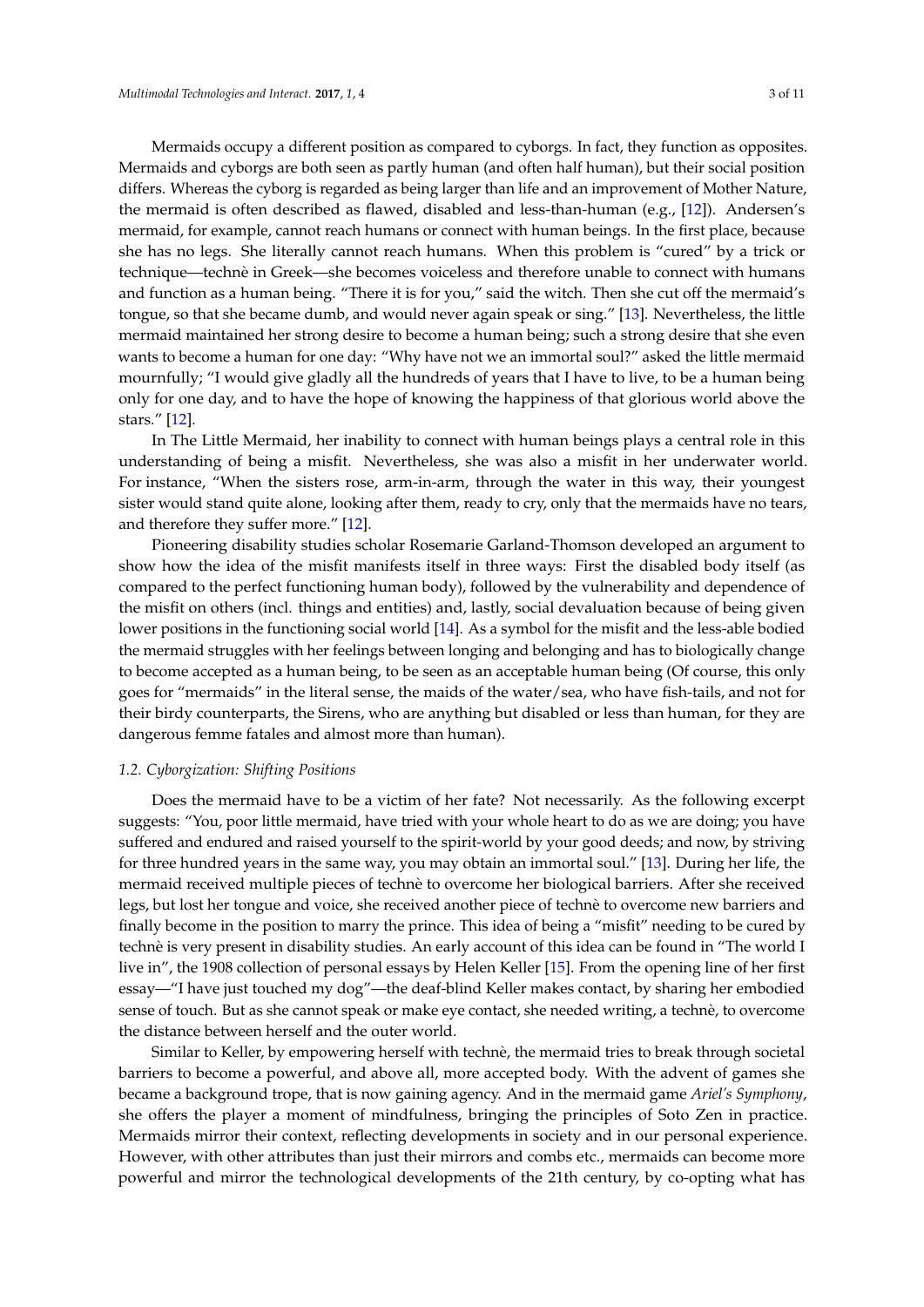Mermaids occupy a different position as compared to cyborgs. In fact, they function as opposites. Mermaids and cyborgs are both seen as partly human (and often half human), but their social position differs. Whereas the cyborg is regarded as being larger than life and an improvement of Mother Nature, the mermaid is often described as flawed, disabled and less-than-human (e.g., [12]). Andersen's mermaid, for example, cannot reach humans or connect with human beings. In the first place, because she has no legs. She literally cannot reach humans. When this problem is "cured" by a trick or technique—technè in Greek—she becomes voiceless and therefore unable to connect with humans and function as a human being. "There it is for you," said the witch. Then she cut off the mermaid's tongue, so that she became dumb, and would never again speak or sing." [13]. Nevertheless, the little mermaid maintained her strong desire to become a human being; such a strong desire that she even wants to become a human for one day: "Why have not we an immortal soul?" asked the little mermaid mournfully; "I would give gladly all the hundreds of years that I have to live, to be a human being only for one day, and to have the hope of knowing the happiness of that glorious world above the stars." [12].

In The Little Mermaid, her inability to connect with human beings plays a central role in this understanding of being a misfit. Nevertheless, she was also a misfit in her underwater world. For instance, "When the sisters rose, arm-in-arm, through the water in this way, their youngest sister would stand quite alone, looking after them, ready to cry, only that the mermaids have no tears, and therefore they suffer more." [12].

Pioneering disability studies scholar Rosemarie Garland-Thomson developed an argument to show how the idea of the misfit manifests itself in three ways: First the disabled body itself (as compared to the perfect functioning human body), followed by the vulnerability and dependence of the misfit on others (incl. things and entities) and, lastly, social devaluation because of being given lower positions in the functioning social world [14]. As a symbol for the misfit and the less-able bodied the mermaid struggles with her feelings between longing and belonging and has to biologically change to become accepted as a human being, to be seen as an acceptable human being (Of course, this only goes for "mermaids" in the literal sense, the maids of the water/sea, who have fish-tails, and not for their birdy counterparts, the Sirens, who are anything but disabled or less than human, for they are dangerous femme fatales and almost more than human).

### *1.2. Cyborgization: Shifting Positions*

Does the mermaid have to be a victim of her fate? Not necessarily. As the following excerpt suggests: "You, poor little mermaid, have tried with your whole heart to do as we are doing; you have suffered and endured and raised yourself to the spirit-world by your good deeds; and now, by striving for three hundred years in the same way, you may obtain an immortal soul." [13]. During her life, the mermaid received multiple pieces of technè to overcome her biological barriers. After she received legs, but lost her tongue and voice, she received another piece of technè to overcome new barriers and finally become in the position to marry the prince. This idea of being a "misfit" needing to be cured by technè is very present in disability studies. An early account of this idea can be found in "The world I live in", the 1908 collection of personal essays by Helen Keller [15]. From the opening line of her first essay—"I have just touched my dog"—the deaf-blind Keller makes contact, by sharing her embodied sense of touch. But as she cannot speak or make eye contact, she needed writing, a technè, to overcome the distance between herself and the outer world.

Similar to Keller, by empowering herself with technè, the mermaid tries to break through societal barriers to become a powerful, and above all, more accepted body. With the advent of games she became a background trope, that is now gaining agency. And in the mermaid game *Ariel's Symphony*, she offers the player a moment of mindfulness, bringing the principles of Soto Zen in practice. Mermaids mirror their context, reflecting developments in society and in our personal experience. However, with other attributes than just their mirrors and combs etc., mermaids can become more powerful and mirror the technological developments of the 21th century, by co-opting what has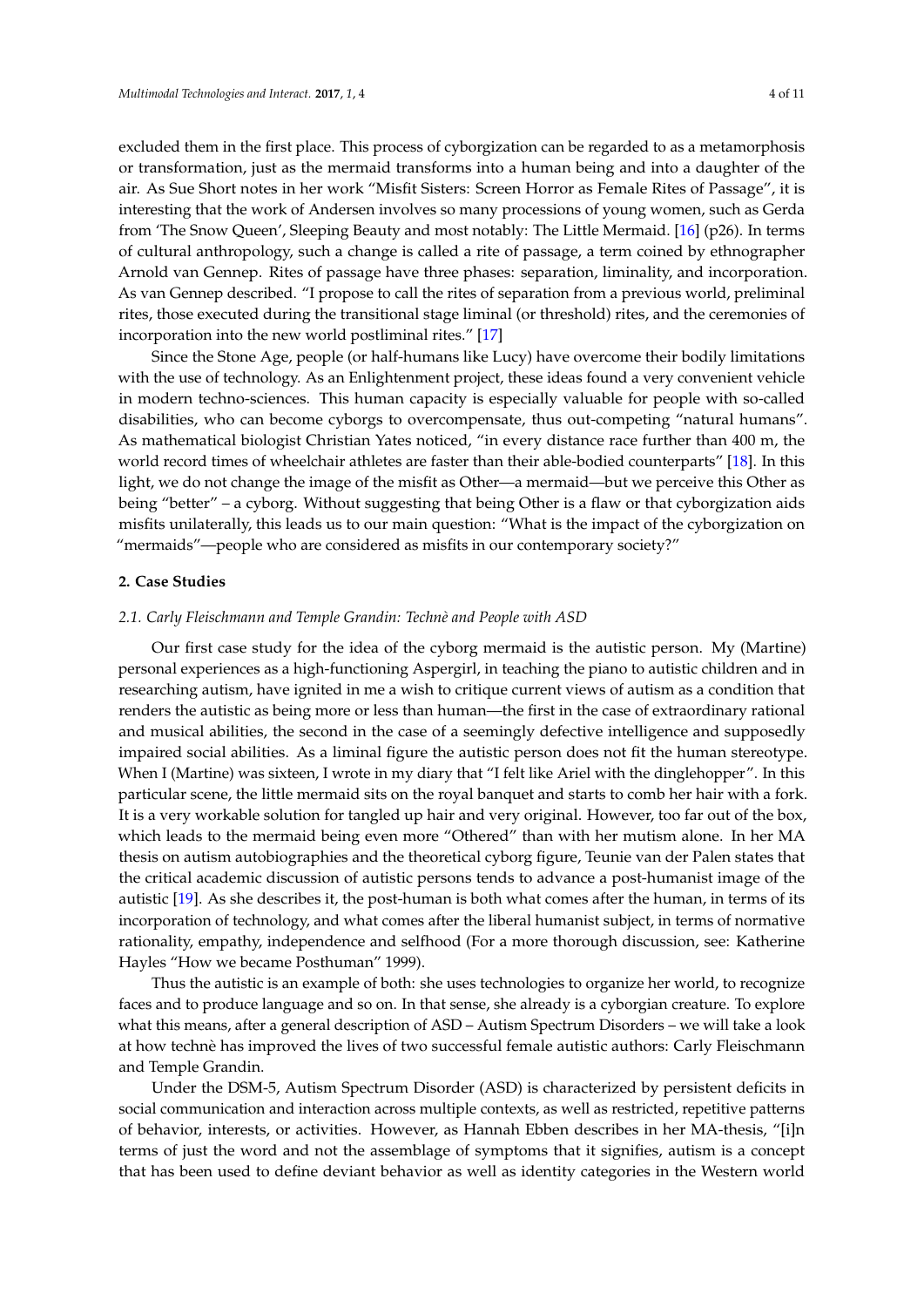excluded them in the first place. This process of cyborgization can be regarded to as a metamorphosis or transformation, just as the mermaid transforms into a human being and into a daughter of the air. As Sue Short notes in her work "Misfit Sisters: Screen Horror as Female Rites of Passage", it is interesting that the work of Andersen involves so many processions of young women, such as Gerda from 'The Snow Queen', Sleeping Beauty and most notably: The Little Mermaid. [16] (p26). In terms of cultural anthropology, such a change is called a rite of passage, a term coined by ethnographer Arnold van Gennep. Rites of passage have three phases: separation, liminality, and incorporation. As van Gennep described. "I propose to call the rites of separation from a previous world, preliminal rites, those executed during the transitional stage liminal (or threshold) rites, and the ceremonies of incorporation into the new world postliminal rites." [17]

Since the Stone Age, people (or half-humans like Lucy) have overcome their bodily limitations with the use of technology. As an Enlightenment project, these ideas found a very convenient vehicle in modern techno-sciences. This human capacity is especially valuable for people with so-called disabilities, who can become cyborgs to overcompensate, thus out-competing "natural humans". As mathematical biologist Christian Yates noticed, "in every distance race further than 400 m, the world record times of wheelchair athletes are faster than their able-bodied counterparts" [18]. In this light, we do not change the image of the misfit as Other—a mermaid—but we perceive this Other as being "better" – a cyborg. Without suggesting that being Other is a flaw or that cyborgization aids misfits unilaterally, this leads us to our main question: "What is the impact of the cyborgization on "mermaids"—people who are considered as misfits in our contemporary society?"

## 2. Case Studies

### 2.1. Carly Fleischmann and Temple Grandin: Technè and People with ASD

Our first case study for the idea of the cyborg mermaid is the autistic person. My (Martine) personal experiences as a high-functioning Aspergirl, in teaching the piano to autistic children and in researching autism, have ignited in me a wish to critique current views of autism as a condition that renders the autistic as being more or less than human—the first in the case of extraordinary rational and musical abilities, the second in the case of a seemingly defective intelligence and supposedly impaired social abilities. As a liminal figure the autistic person does not fit the human stereotype. When I (Martine) was sixteen, I wrote in my diary that "I felt like Ariel with the dinglehopper". In this particular scene, the little mermaid sits on the royal banquet and starts to comb her hair with a fork. It is a very workable solution for tangled up hair and very original. However, too far out of the box, which leads to the mermaid being even more "Othered" than with her mutism alone. In her MA thesis on autism autobiographies and the theoretical cyborg figure, Teunie van der Palen states that the critical academic discussion of autistic persons tends to advance a post-humanist image of the autistic [19]. As she describes it, the post-human is both what comes after the human, in terms of its incorporation of technology, and what comes after the liberal humanist subject, in terms of normative rationality, empathy, independence and selfhood (For a more thorough discussion, see: Katherine Hayles "How we became Posthuman" 1999).

Thus the autistic is an example of both: she uses technologies to organize her world, to recognize faces and to produce language and so on. In that sense, she already is a cyborgian creature. To explore what this means, after a general description of ASD – Autism Spectrum Disorders – we will take a look at how technè has improved the lives of two successful female autistic authors: Carly Fleischmann and Temple Grandin.

Under the DSM-5, Autism Spectrum Disorder (ASD) is characterized by persistent deficits in social communication and interaction across multiple contexts, as well as restricted, repetitive patterns of behavior, interests, or activities. However, as Hannah Ebben describes in her MA-thesis, "[i]n terms of just the word and not the assemblage of symptoms that it signifies, autism is a concept that has been used to define deviant behavior as well as identity categories in the Western world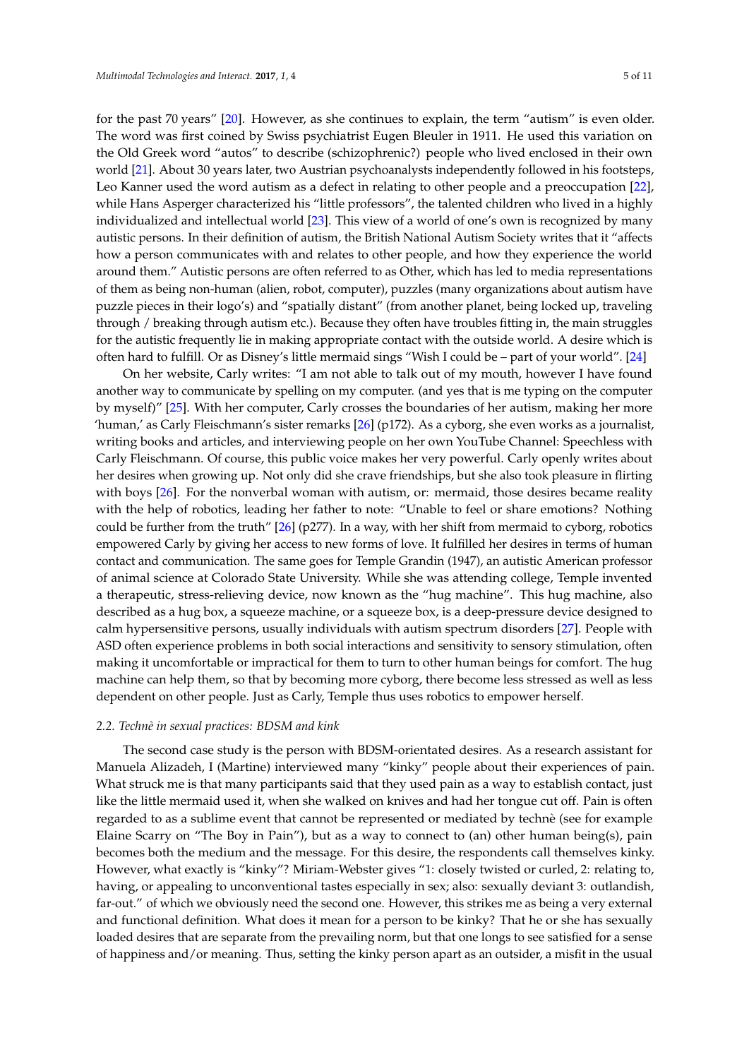for the past 70 years" [20]. However, as she continues to explain, the term "autism" is even older. The word was first coined by Swiss psychiatrist Eugen Bleuler in 1911. He used this variation on the Old Greek word "autos" to describe (schizophrenic?) people who lived enclosed in their own world [21]. About 30 years later, two Austrian psychoanalysts independently followed in his footsteps, Leo Kanner used the word autism as a defect in relating to other people and a preoccupation [22], while Hans Asperger characterized his "little professors", the talented children who lived in a highly individualized and intellectual world [23]. This view of a world of one's own is recognized by many autistic persons. In their definition of autism, the British National Autism Society writes that it "affects how a person communicates with and relates to other people, and how they experience the world around them." Autistic persons are often referred to as Other, which has led to media representations of them as being non-human (alien, robot, computer), puzzles (many organizations about autism have puzzle pieces in their logo's) and "spatially distant" (from another planet, being locked up, traveling through / breaking through autism etc.). Because they often have troubles fitting in, the main struggles for the autistic frequently lie in making appropriate contact with the outside world. A desire which is often hard to fulfill. Or as Disney's little mermaid sings "Wish I could be – part of your world". [24]

On her website, Carly writes: "I am not able to talk out of my mouth, however I have found another way to communicate by spelling on my computer. (and yes that is me typing on the computer by myself)" [25]. With her computer, Carly crosses the boundaries of her autism, making her more 'human,' as Carly Fleischmann's sister remarks [26] (p172). As a cyborg, she even works as a journalist, writing books and articles, and interviewing people on her own YouTube Channel: Speechless with Carly Fleischmann. Of course, this public voice makes her very powerful. Carly openly writes about her desires when growing up. Not only did she crave friendships, but she also took pleasure in flirting with boys [26]. For the nonverbal woman with autism, or: mermaid, those desires became reality with the help of robotics, leading her father to note: "Unable to feel or share emotions? Nothing could be further from the truth" [26] (p277). In a way, with her shift from mermaid to cyborg, robotics empowered Carly by giving her access to new forms of love. It fulfilled her desires in terms of human contact and communication. The same goes for Temple Grandin (1947), an autistic American professor of animal science at Colorado State University. While she was attending college, Temple invented a therapeutic, stress-relieving device, now known as the "hug machine". This hug machine, also described as a hug box, a squeeze machine, or a squeeze box, is a deep-pressure device designed to calm hypersensitive persons, usually individuals with autism spectrum disorders [27]. People with ASD often experience problems in both social interactions and sensitivity to sensory stimulation, often making it uncomfortable or impractical for them to turn to other human beings for comfort. The hug machine can help them, so that by becoming more cyborg, there become less stressed as well as less dependent on other people. Just as Carly, Temple thus uses robotics to empower herself.

### *2.2. Technè in sexual practices: BDSM and kink*

The second case study is the person with BDSM-orientated desires. As a research assistant for Manuela Alizadeh, I (Martine) interviewed many "kinky" people about their experiences of pain. What struck me is that many participants said that they used pain as a way to establish contact, just like the little mermaid used it, when she walked on knives and had her tongue cut off. Pain is often regarded to as a sublime event that cannot be represented or mediated by technè (see for example Elaine Scarry on "The Boy in Pain"), but as a way to connect to (an) other human being(s), pain becomes both the medium and the message. For this desire, the respondents call themselves kinky. However, what exactly is "kinky"? Miriam-Webster gives "1: closely twisted or curled, 2: relating to, having, or appealing to unconventional tastes especially in sex; also: sexually deviant 3: outlandish, far-out." of which we obviously need the second one. However, this strikes me as being a very external and functional definition. What does it mean for a person to be kinky? That he or she has sexually loaded desires that are separate from the prevailing norm, but that one longs to see satisfied for a sense of happiness and/or meaning. Thus, setting the kinky person apart as an outsider, a misfit in the usual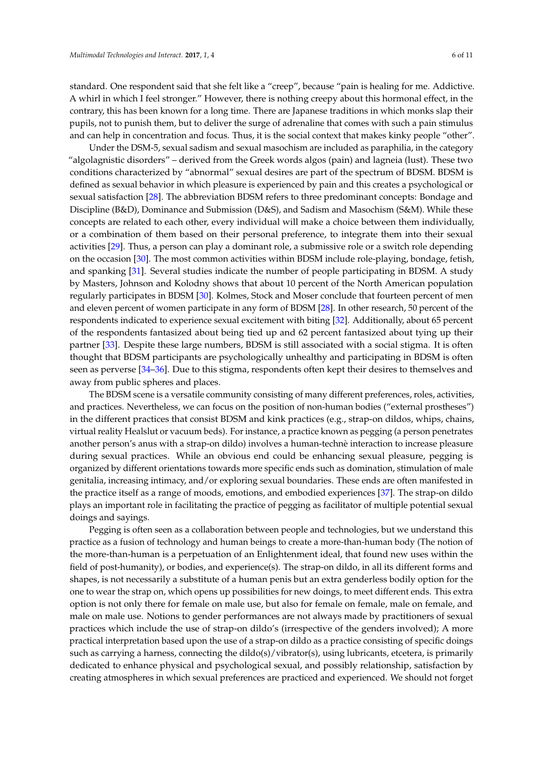standard. One respondent said that she felt like a "creep", because "pain is healing for me. Addictive. A whirl in which I feel stronger." However, there is nothing creepy about this hormonal effect, in the contrary, this has been known for a long time. There are Japanese traditions in which monks slap their pupils, not to punish them, but to deliver the surge of adrenaline that comes with such a pain stimulus and can help in concentration and focus. Thus, it is the social context that makes kinky people "other".

Under the DSM-5, sexual sadism and sexual masochism are included as paraphilia, in the category "algolagnistic disorders" – derived from the Greek words algos (pain) and lagneia (lust). These two conditions characterized by "abnormal" sexual desires are part of the spectrum of BDSM. BDSM is defined as sexual behavior in which pleasure is experienced by pain and this creates a psychological or sexual satisfaction [28]. The abbreviation BDSM refers to three predominant concepts: Bondage and Discipline (B&D), Dominance and Submission (D&S), and Sadism and Masochism (S&M). While these concepts are related to each other, every individual will make a choice between them individually, or a combination of them based on their personal preference, to integrate them into their sexual activities [29]. Thus, a person can play a dominant role, a submissive role or a switch role depending on the occasion [30]. The most common activities within BDSM include role-playing, bondage, fetish, and spanking [31]. Several studies indicate the number of people participating in BDSM. A study by Masters, Johnson and Kolodny shows that about 10 percent of the North American population regularly participates in BDSM [30]. Kolmes, Stock and Moser conclude that fourteen percent of men and eleven percent of women participate in any form of BDSM [28]. In other research, 50 percent of the respondents indicated to experience sexual excitement with biting [32]. Additionally, about 65 percent of the respondents fantasized about being tied up and 62 percent fantasized about tying up their partner [33]. Despite these large numbers, BDSM is still associated with a social stigma. It is often thought that BDSM participants are psychologically unhealthy and participating in BDSM is often seen as perverse [34–36]. Due to this stigma, respondents often kept their desires to themselves and away from public spheres and places.

The BDSM scene is a versatile community consisting of many different preferences, roles, activities, and practices. Nevertheless, we can focus on the position of non-human bodies ("external prostheses") in the different practices that consist BDSM and kink practices (e.g., strap-on dildos, whips, chains, virtual reality Healslut or vacuum beds). For instance, a practice known as pegging (a person penetrates another person's anus with a strap-on dildo) involves a human-technè interaction to increase pleasure during sexual practices. While an obvious end could be enhancing sexual pleasure, pegging is organized by different orientations towards more specific ends such as domination, stimulation of male genitalia, increasing intimacy, and/or exploring sexual boundaries. These ends are often manifested in the practice itself as a range of moods, emotions, and embodied experiences [37]. The strap-on dildo plays an important role in facilitating the practice of pegging as facilitator of multiple potential sexual doings and sayings.

Pegging is often seen as a collaboration between people and technologies, but we understand this practice as a fusion of technology and human beings to create a more-than-human body (The notion of the more-than-human is a perpetuation of an Enlightenment ideal, that found new uses within the field of post-humanity), or bodies, and experience(s). The strap-on dildo, in all its different forms and shapes, is not necessarily a substitute of a human penis but an extra genderless bodily option for the one to wear the strap on, which opens up possibilities for new doings, to meet different ends. This extra option is not only there for female on male use, but also for female on female, male on female, and male on male use. Notions to gender performances are not always made by practitioners of sexual practices which include the use of strap-on dildo's (irrespective of the genders involved); A more practical interpretation based upon the use of a strap-on dildo as a practice consisting of specific doings such as carrying a harness, connecting the dildo(s)/vibrator(s), using lubricants, etcetera, is primarily dedicated to enhance physical and psychological sexual, and possibly relationship, satisfaction by creating atmospheres in which sexual preferences are practiced and experienced. We should not forget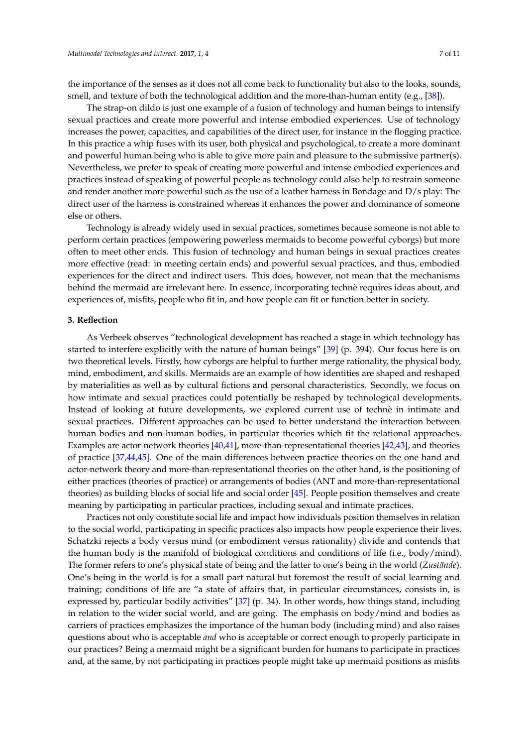the importance of the senses as it does not all come back to functionality but also to the looks, sounds, smell, and texture of both the technological addition and the more-than-human entity (e.g., [38]).

The strap-on dildo is just one example of a fusion of technology and human beings to intensify sexual practices and create more powerful and intense embodied experiences. Use of technology increases the power, capacities, and capabilities of the direct user, for instance in the flogging practice. In this practice a whip fuses with its user, both physical and psychological, to create a more dominant and powerful human being who is able to give more pain and pleasure to the submissive partner(s). Nevertheless, we prefer to speak of creating more powerful and intense embodied experiences and practices instead of speaking of powerful people as technology could also help to restrain someone and render another more powerful such as the use of a leather harness in Bondage and D/s play: The direct user of the harness is constrained whereas it enhances the power and dominance of someone else or others.

Technology is already widely used in sexual practices, sometimes because someone is not able to perform certain practices (empowering powerless mermaids to become powerful cyborgs) but more often to meet other ends. This fusion of technology and human beings in sexual practices creates more effective (read: in meeting certain ends) and powerful sexual practices, and thus, embodied experiences for the direct and indirect users. This does, however, not mean that the mechanisms behind the mermaid are irrelevant here. In essence, incorporating technè requires ideas about, and experiences of, misfits, people who fit in, and how people can fit or function better in society.

## 3. Reflection

As Verbeek observes "technological development has reached a stage in which technology has started to interfere explicitly with the nature of human beings" [39] (p. 394). Our focus here is on two theoretical levels. Firstly, how cyborgs are helpful to further merge rationality, the physical body, mind, embodiment, and skills. Mermaids are an example of how identities are shaped and reshaped by materialities as well as by cultural fictions and personal characteristics. Secondly, we focus on how intimate and sexual practices could potentially be reshaped by technological developments. Instead of looking at future developments, we explored current use of technè in intimate and sexual practices. Different approaches can be used to better understand the interaction between human bodies and non-human bodies, in particular theories which fit the relational approaches. Examples are actor-network theories [40,41], more-than-representational theories [42,43], and theories of practice [37,44,45]. One of the main differences between practice theories on the one hand and actor-network theory and more-than-representational theories on the other hand, is the positioning of either practices (theories of practice) or arrangements of bodies (ANT and more-than-representational theories) as building blocks of social life and social order [45]. People position themselves and create meaning by participating in particular practices, including sexual and intimate practices.

Practices not only constitute social life and impact how individuals position themselves in relation to the social world, participating in specific practices also impacts how people experience their lives. Schatzki rejects a body versus mind (or embodiment versus rationality) divide and contends that the human body is the manifold of biological conditions and conditions of life (i.e., body/mind). The former refers to one's physical state of being and the latter to one's being in the world (*Zustände*). One's being in the world is for a small part natural but foremost the result of social learning and training; conditions of life are "a state of affairs that, in particular circumstances, consists in, is expressed by, particular bodily activities" [37] (p. 34). In other words, how things stand, including in relation to the wider social world, and are going. The emphasis on body/mind and bodies as carriers of practices emphasizes the importance of the human body (including mind) and also raises questions about who is acceptable *and* who is acceptable or correct enough to properly participate in our practices? Being a mermaid might be a significant burden for humans to participate in practices and, at the same, by not participating in practices people might take up mermaid positions as misfits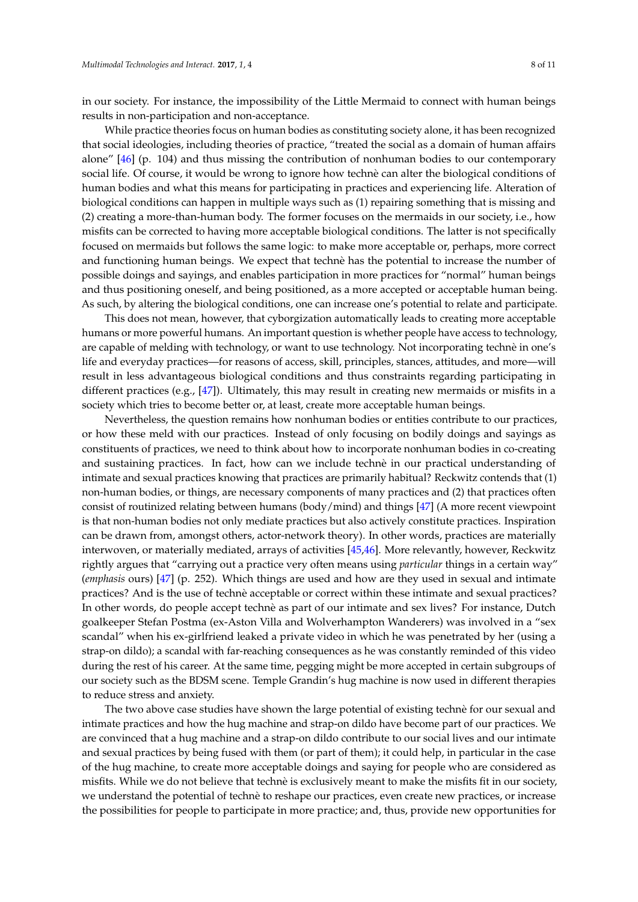in our society. For instance, the impossibility of the Little Mermaid to connect with human beings results in non-participation and non-acceptance.

While practice theories focus on human bodies as constituting society alone, it has been recognized that social ideologies, including theories of practice, "treated the social as a domain of human affairs alone" [46] (p. 104) and thus missing the contribution of nonhuman bodies to our contemporary social life. Of course, it would be wrong to ignore how technè can alter the biological conditions of human bodies and what this means for participating in practices and experiencing life. Alteration of biological conditions can happen in multiple ways such as (1) repairing something that is missing and (2) creating a more-than-human body. The former focuses on the mermaids in our society, i.e., how misfits can be corrected to having more acceptable biological conditions. The latter is not specifically focused on mermaids but follows the same logic: to make more acceptable or, perhaps, more correct and functioning human beings. We expect that technè has the potential to increase the number of possible doings and sayings, and enables participation in more practices for "normal" human beings and thus positioning oneself, and being positioned, as a more accepted or acceptable human being. As such, by altering the biological conditions, one can increase one's potential to relate and participate.

This does not mean, however, that cyborgization automatically leads to creating more acceptable humans or more powerful humans. An important question is whether people have access to technology, are capable of melding with technology, or want to use technology. Not incorporating technè in one's life and everyday practices—for reasons of access, skill, principles, stances, attitudes, and more—will result in less advantageous biological conditions and thus constraints regarding participating in different practices (e.g., [47]). Ultimately, this may result in creating new mermaids or misfits in a society which tries to become better or, at least, create more acceptable human beings.

Nevertheless, the question remains how nonhuman bodies or entities contribute to our practices, or how these meld with our practices. Instead of only focusing on bodily doings and sayings as constituents of practices, we need to think about how to incorporate nonhuman bodies in co-creating and sustaining practices. In fact, how can we include technè in our practical understanding of intimate and sexual practices knowing that practices are primarily habitual? Reckwitz contends that (1) non-human bodies, or things, are necessary components of many practices and (2) that practices often consist of routinized relating between humans (body/mind) and things [47] (A more recent viewpoint is that non-human bodies not only mediate practices but also actively constitute practices. Inspiration can be drawn from, amongst others, actor-network theory). In other words, practices are materially interwoven, or materially mediated, arrays of activities [45,46]. More relevantly, however, Reckwitz rightly argues that "carrying out a practice very often means using *particular* things in a certain way" (*emphasis* ours) [47] (p. 252). Which things are used and how are they used in sexual and intimate practices? And is the use of technè acceptable or correct within these intimate and sexual practices? In other words, do people accept technè as part of our intimate and sex lives? For instance, Dutch goalkeeper Stefan Postma (ex-Aston Villa and Wolverhampton Wanderers) was involved in a "sex scandal" when his ex-girlfriend leaked a private video in which he was penetrated by her (using a strap-on dildo); a scandal with far-reaching consequences as he was constantly reminded of this video during the rest of his career. At the same time, pegging might be more accepted in certain subgroups of our society such as the BDSM scene. Temple Grandin's hug machine is now used in different therapies to reduce stress and anxiety.

The two above case studies have shown the large potential of existing technè for our sexual and intimate practices and how the hug machine and strap-on dildo have become part of our practices. We are convinced that a hug machine and a strap-on dildo contribute to our social lives and our intimate and sexual practices by being fused with them (or part of them); it could help, in particular in the case of the hug machine, to create more acceptable doings and saying for people who are considered as misfits. While we do not believe that technè is exclusively meant to make the misfits fit in our society, we understand the potential of technè to reshape our practices, even create new practices, or increase the possibilities for people to participate in more practice; and, thus, provide new opportunities for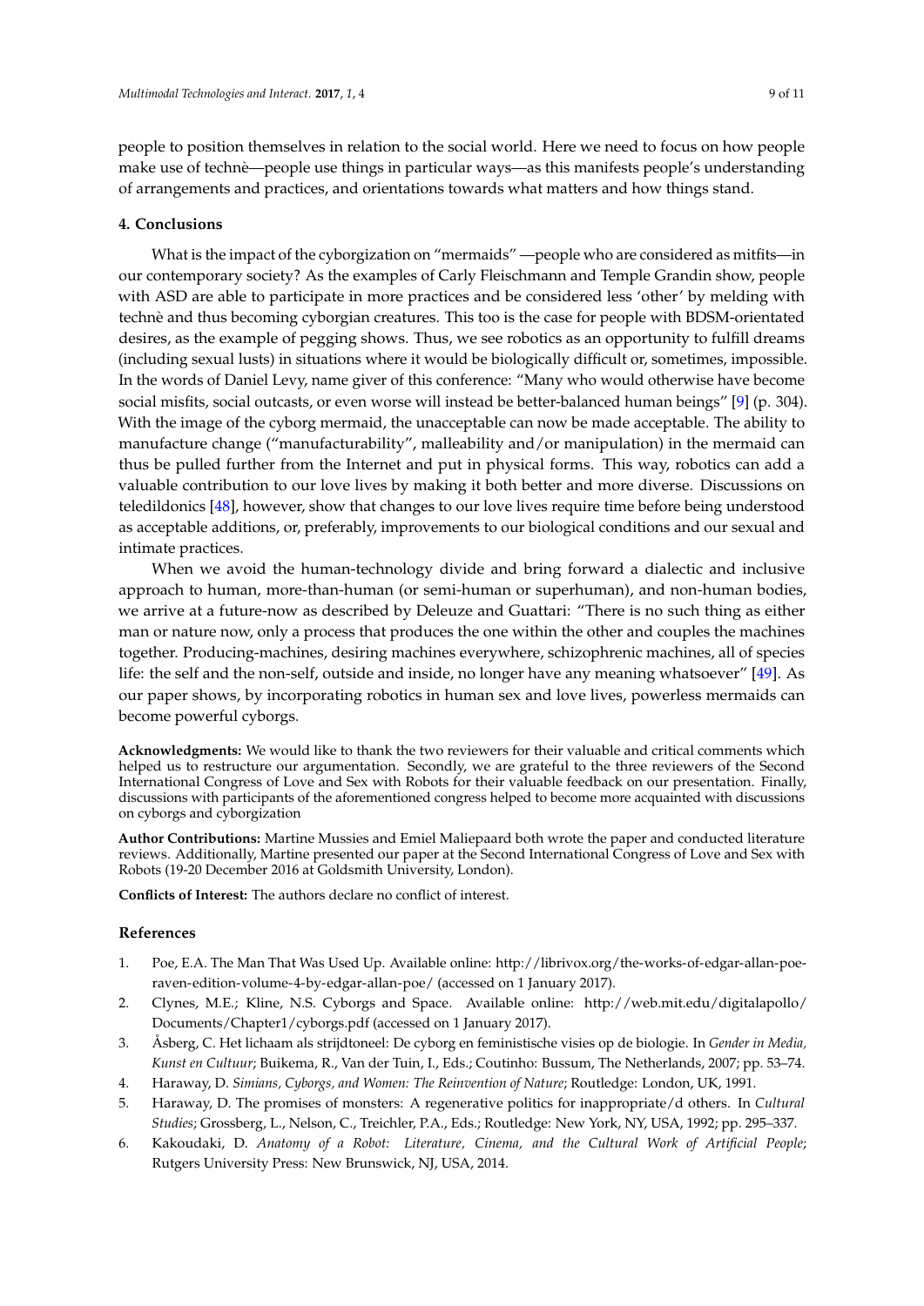people to position themselves in relation to the social world. Here we need to focus on how people make use of technè—people use things in particular ways—as this manifests people's understanding of arrangements and practices, and orientations towards what matters and how things stand.

## 4. Conclusions

What is the impact of the cyborgization on "mermaids" —people who are considered as mitfits—in our contemporary society? As the examples of Carly Fleischmann and Temple Grandin show, people with ASD are able to participate in more practices and be considered less 'other' by melding with technè and thus becoming cyborgian creatures. This too is the case for people with BDSM-orientated desires, as the example of pegging shows. Thus, we see robotics as an opportunity to fulfill dreams (including sexual lusts) in situations where it would be biologically difficult or, sometimes, impossible. In the words of Daniel Levy, name giver of this conference: "Many who would otherwise have become social misfits, social outcasts, or even worse will instead be better-balanced human beings" [9] (p. 304). With the image of the cyborg mermaid, the unacceptable can now be made acceptable. The ability to manufacture change ("manufacturability", malleability and/or manipulation) in the mermaid can thus be pulled further from the Internet and put in physical forms. This way, robotics can add a valuable contribution to our love lives by making it both better and more diverse. Discussions on teledildonics [48], however, show that changes to our love lives require time before being understood as acceptable additions, or, preferably, improvements to our biological conditions and our sexual and intimate practices.

When we avoid the human-technology divide and bring forward a dialectic and inclusive approach to human, more-than-human (or semi-human or superhuman), and non-human bodies, we arrive at a future-now as described by Deleuze and Guattari: "There is no such thing as either man or nature now, only a process that produces the one within the other and couples the machines together. Producing-machines, desiring machines everywhere, schizophrenic machines, all of species life: the self and the non-self, outside and inside, no longer have any meaning whatsoever" [49]. As our paper shows, by incorporating robotics in human sex and love lives, powerless mermaids can become powerful cyborgs.

**Acknowledgments:** We would like to thank the two reviewers for their valuable and critical comments which helped us to restructure our argumentation. Secondly, we are grateful to the three reviewers of the Second International Congress of Love and Sex with Robots for their valuable feedback on our presentation. Finally, discussions with participants of the aforementioned congress helped to become more acquainted with discussions on cyborgs and cyborgization

**Author Contributions:** Martine Mussies and Emiel Maliepaard both wrote the paper and conducted literature reviews. Additionally, Martine presented our paper at the Second International Congress of Love and Sex with Robots (19-20 December 2016 at Goldsmith University, London).

**Conflicts of Interest:** The authors declare no conflict of interest.

## References

1. Poe, E.A. The Man That Was Used Up. Available online: http://librivox.org/the-works-of-edgar-allan-poe-raven-edition-volume-4-by-edgar-allan-poe/ (accessed on 1 January 2017).
2. Clynes, M.E.; Kline, N.S. Cyborgs and Space. Available online: http://web.mit.edu/digitalapollo/Documents/Chapter1/cyborgs.pdf (accessed on 1 January 2017).
3. Åsberg, C. Het lichaam als strijdtoneel: De cyborg en feministische visies op de biologie. In *Gender in Media, Kunst en Cultuur*; Buikema, R., Van der Tuin, I., Eds.; Coutinho: Bussum, The Netherlands, 2007; pp. 53–74.
4. Haraway, D. *Simians, Cyborgs, and Women: The Reinvention of Nature*; Routledge: London, UK, 1991.
5. Haraway, D. The promises of monsters: A regenerative politics for inappropriate/d others. In *Cultural Studies*; Grossberg, L., Nelson, C., Treichler, P.A., Eds.; Routledge: New York, NY, USA, 1992; pp. 295–337.
6. Kakoudaki, D. *Anatomy of a Robot: Literature, Cinema, and the Cultural Work of Artificial People*; Rutgers University Press: New Brunswick, NJ, USA, 2014.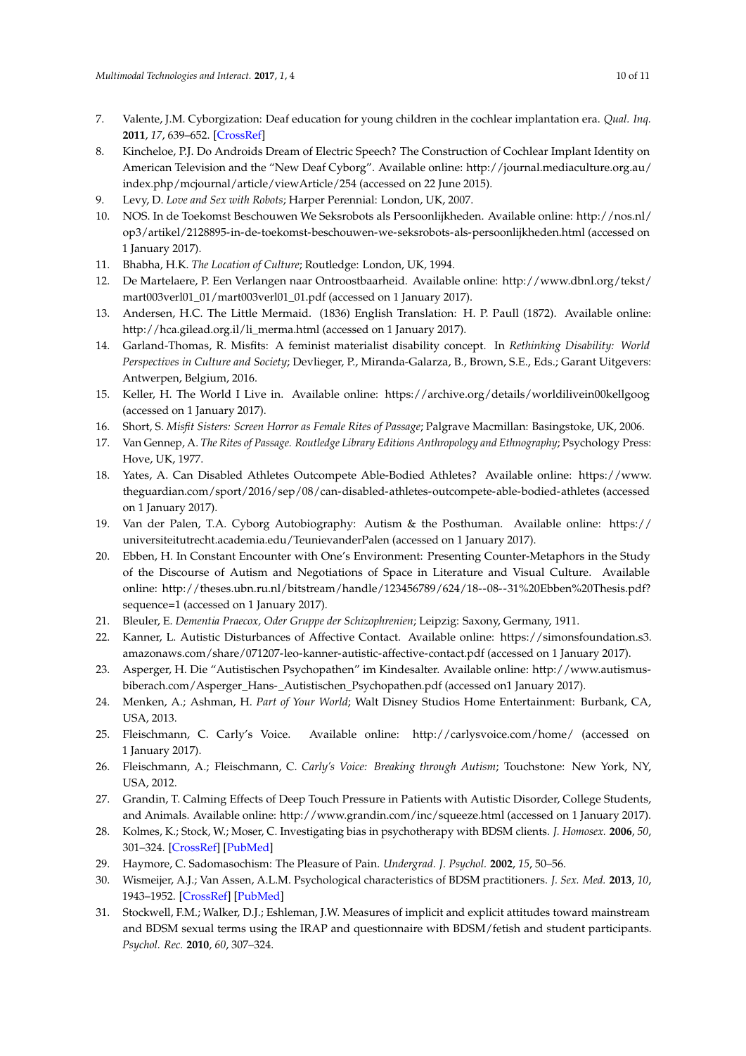7. Valente, J.M. Cyborgization: Deaf education for young children in the cochlear implantation era. *Qual. Inq.* **2011**, *17*, 639–652. [CrossRef]
8. Kincheloe, P.J. Do Androids Dream of Electric Speech? The Construction of Cochlear Implant Identity on American Television and the "New Deaf Cyborg". Available online: http://journal.mediaculture.org.au/index.php/mcjournal/article/viewArticle/254 (accessed on 22 June 2015).
9. Levy, D. *Love and Sex with Robots*; Harper Perennial: London, UK, 2007.
10. NOS. In de Toekomst Beschouwen We Seksrobots als Persoonlijkheden. Available online: http://nos.nl/op3/artikel/2128895-in-de-toekomst-beschouwen-we-seksrobots-als-persoonlijkheden.html (accessed on 1 January 2017).
11. Bhabha, H.K. *The Location of Culture*; Routledge: London, UK, 1994.
12. De Martelaere, P. Een Verlangen naar Ontroostbaarheid. Available online: http://www.dbnl.org/tekst/mart003verl01_01/mart003verl01_01.pdf (accessed on 1 January 2017).
13. Andersen, H.C. The Little Mermaid. (1836) English Translation: H. P. Paull (1872). Available online: http://hca.gilead.org.il/li_merma.html (accessed on 1 January 2017).
14. Garland-Thomas, R. Misfits: A feminist materialist disability concept. In *Rethinking Disability: World Perspectives in Culture and Society*; Devlieger, P., Miranda-Galarza, B., Brown, S.E., Eds.; Garant Uitgevers: Antwerpen, Belgium, 2016.
15. Keller, H. The World I Live in. Available online: https://archive.org/details/worldilivein00kellgoog (accessed on 1 January 2017).
16. Short, S. *Misfit Sisters: Screen Horror as Female Rites of Passage*; Palgrave Macmillan: Basingstoke, UK, 2006.
17. Van Gennep, A. *The Rites of Passage. Routledge Library Editions Anthropology and Ethnography*; Psychology Press: Hove, UK, 1977.
18. Yates, A. Can Disabled Athletes Outcompete Able-Bodied Athletes? Available online: https://www.theguardian.com/sport/2016/sep/08/can-disabled-athletes-outcompete-able-bodied-athletes (accessed on 1 January 2017).
19. Van der Palen, T.A. Cyborg Autobiography: Autism & the Posthuman. Available online: https://universiteitutrecht.academia.edu/TeunievanderPalen (accessed on 1 January 2017).
20. Ebben, H. In Constant Encounter with One's Environment: Presenting Counter-Metaphors in the Study of the Discourse of Autism and Negotiations of Space in Literature and Visual Culture. Available online: http://theses.ubn.ru.nl/bitstream/handle/123456789/624/18--08--31%20Ebben%20Thesis.pdf?sequence=1 (accessed on 1 January 2017).
21. Bleuler, E. *Dementia Praecox, Oder Gruppe der Schizophrenien*; Leipzig: Saxony, Germany, 1911.
22. Kanner, L. Autistic Disturbances of Affective Contact. Available online: https://simonsfoundation.s3.amazonaws.com/share/071207-leo-kanner-autistic-affective-contact.pdf (accessed on 1 January 2017).
23. Asperger, H. Die "Autistischen Psychopathen" im Kindesalter. Available online: http://www.autismus-biberach.com/Asperger_Hans-_Autistischen_Psychopathen.pdf (accessed on1 January 2017).
24. Menken, A.; Ashman, H. *Part of Your World*; Walt Disney Studios Home Entertainment: Burbank, CA, USA, 2013.
25. Fleischmann, C. Carly's Voice. Available online: http://carlysvoice.com/home/ (accessed on 1 January 2017).
26. Fleischmann, A.; Fleischmann, C. *Carly's Voice: Breaking through Autism*; Touchstone: New York, NY, USA, 2012.
27. Grandin, T. Calming Effects of Deep Touch Pressure in Patients with Autistic Disorder, College Students, and Animals. Available online: http://www.grandin.com/inc/squeeze.html (accessed on 1 January 2017).
28. Kolmes, K.; Stock, W.; Moser, C. Investigating bias in psychotherapy with BDSM clients. *J. Homosex.* **2006**, *50*, 301–324. [CrossRef] [PubMed]
29. Haymore, C. Sadomasochism: The Pleasure of Pain. *Undergrad. J. Psychol.* **2002**, *15*, 50–56.
30. Wismeijer, A.J.; Van Assen, A.L.M. Psychological characteristics of BDSM practitioners. *J. Sex. Med.* **2013**, *10*, 1943–1952. [CrossRef] [PubMed]
31. Stockwell, F.M.; Walker, D.J.; Eshleman, J.W. Measures of implicit and explicit attitudes toward mainstream and BDSM sexual terms using the IRAP and questionnaire with BDSM/fetish and student participants. *Psychol. Rec.* **2010**, *60*, 307–324.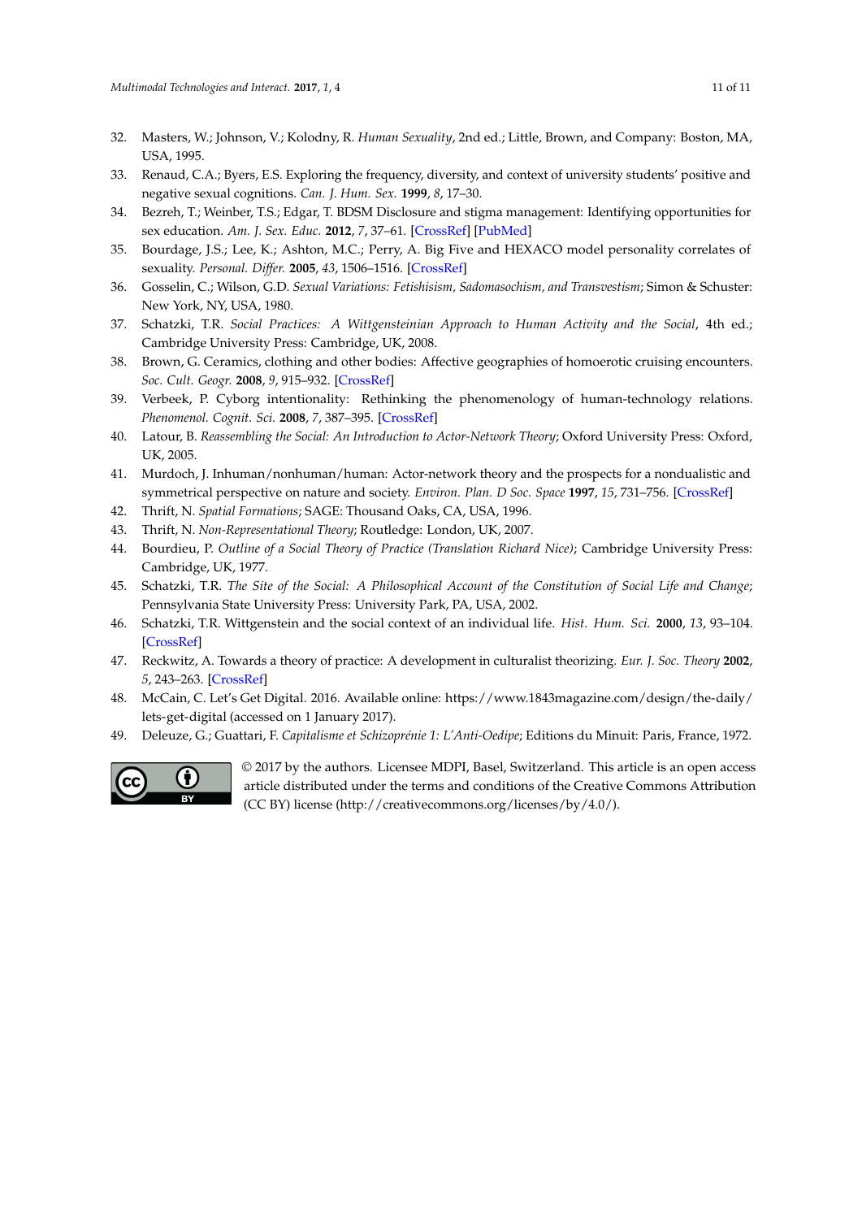32. Masters, W.; Johnson, V.; Kolodny, R. *Human Sexuality*, 2nd ed.; Little, Brown, and Company: Boston, MA, USA, 1995.
33. Renaud, C.A.; Byers, E.S. Exploring the frequency, diversity, and context of university students' positive and negative sexual cognitions. *Can. J. Hum. Sex.* **1999**, *8*, 17–30.
34. Bezreh, T.; Weinber, T.S.; Edgar, T. BDSM Disclosure and stigma management: Identifying opportunities for sex education. *Am. J. Sex. Educ.* **2012**, *7*, 37–61. [CrossRef] [PubMed]
35. Bourdage, J.S.; Lee, K.; Ashton, M.C.; Perry, A. Big Five and HEXACO model personality correlates of sexuality. *Personal. Differ.* **2005**, *43*, 1506–1516. [CrossRef]
36. Gosselin, C.; Wilson, G.D. *Sexual Variations: Fetishisism, Sadomasochism, and Transvestism*; Simon & Schuster: New York, NY, USA, 1980.
37. Schatzki, T.R. *Social Practices: A Wittgensteinian Approach to Human Activity and the Social*, 4th ed.; Cambridge University Press: Cambridge, UK, 2008.
38. Brown, G. Ceramics, clothing and other bodies: Affective geographies of homoerotic cruising encounters. *Soc. Cult. Geogr.* **2008**, *9*, 915–932. [CrossRef]
39. Verbeek, P. Cyborg intentionality: Rethinking the phenomenology of human-technology relations. *Phenomenol. Cognit. Sci.* **2008**, *7*, 387–395. [CrossRef]
40. Latour, B. *Reassembling the Social: An Introduction to Actor-Network Theory*; Oxford University Press: Oxford, UK, 2005.
41. Murdoch, J. Inhuman/nonhuman/human: Actor-network theory and the prospects for a nondualistic and symmetrical perspective on nature and society. *Environ. Plan. D Soc. Space* **1997**, *15*, 731–756. [CrossRef]
42. Thrift, N. *Spatial Formations*; SAGE: Thousand Oaks, CA, USA, 1996.
43. Thrift, N. *Non-Representational Theory*; Routledge: London, UK, 2007.
44. Bourdieu, P. *Outline of a Social Theory of Practice (Translation Richard Nice)*; Cambridge University Press: Cambridge, UK, 1977.
45. Schatzki, T.R. *The Site of the Social: A Philosophical Account of the Constitution of Social Life and Change*; Pennsylvania State University Press: University Park, PA, USA, 2002.
46. Schatzki, T.R. Wittgenstein and the social context of an individual life. *Hist. Hum. Sci.* **2000**, *13*, 93–104. [CrossRef]
47. Reckwitz, A. Towards a theory of practice: A development in culturalist theorizing. *Eur. J. Soc. Theory* **2002**, *5*, 243–263. [CrossRef]
48. McCain, C. Let's Get Digital. 2016. Available online: https://www.1843magazine.com/design/the-daily/lets-get-digital (accessed on 1 January 2017).
49. Deleuze, G.; Guattari, F. *Capitalisme et Schizoprénie 1: L'Anti-Oedipe*; Editions du Minuit: Paris, France, 1972.

© 2017 by the authors. Licensee MDPI, Basel, Switzerland. This article is an open access article distributed under the terms and conditions of the Creative Commons Attribution (CC BY) license (http://creativecommons.org/licenses/by/4.0/).